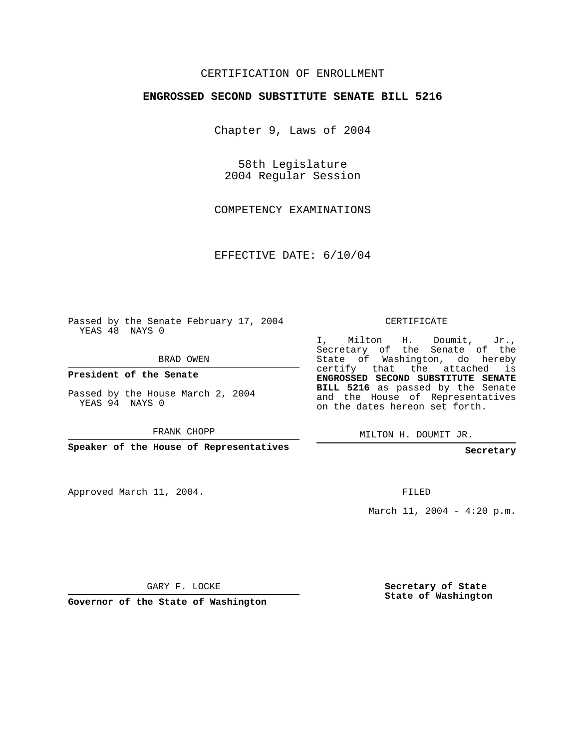CERTIFICATION OF ENROLLMENT

**ENGROSSED SECOND SUBSTITUTE SENATE BILL 5216**

Chapter 9, Laws of 2004

58th Legislature
2004 Regular Session

COMPETENCY EXAMINATIONS

EFFECTIVE DATE: 6/10/04

Passed by the Senate February 17, 2004
YEAS 48 NAYS 0

BRAD OWEN

**President of the Senate**

Passed by the House March 2, 2004
YEAS 94 NAYS 0

FRANK CHOPP

**Speaker of the House of Representatives**

CERTIFICATE

I, Milton H. Doumit, Jr., Secretary of the Senate of the State of Washington, do hereby certify that the attached is **ENGROSSED SECOND SUBSTITUTE SENATE BILL 5216** as passed by the Senate and the House of Representatives on the dates hereon set forth.

MILTON H. DOUMIT JR.

**Secretary**

Approved March 11, 2004.

FILED

March 11, 2004 - 4:20 p.m.

GARY F. LOCKE

**Governor of the State of Washington**

**Secretary of State**
**State of Washington**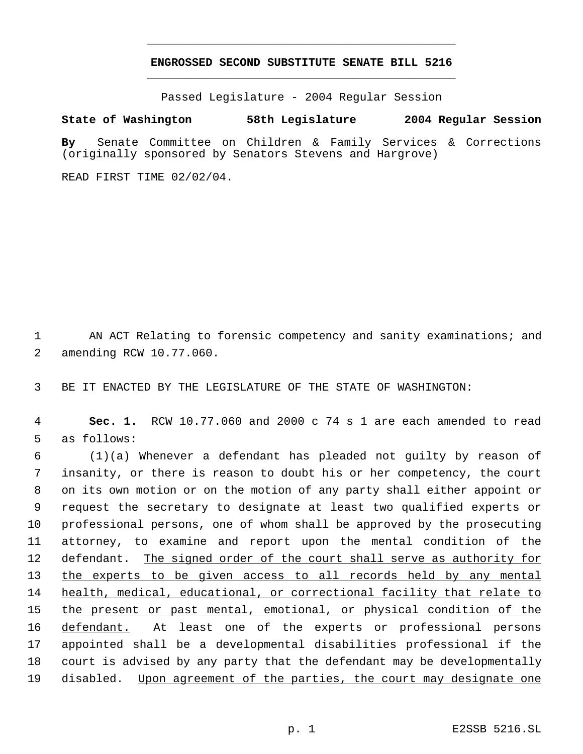# ENGROSSED SECOND SUBSTITUTE SENATE BILL 5216

Passed Legislature - 2004 Regular Session

**State of Washington 58th Legislature 2004 Regular Session**

**By** Senate Committee on Children & Family Services & Corrections (originally sponsored by Senators Stevens and Hargrove)

READ FIRST TIME 02/02/04.

AN ACT Relating to forensic competency and sanity examinations; and amending RCW 10.77.060.

BE IT ENACTED BY THE LEGISLATURE OF THE STATE OF WASHINGTON:

**Sec. 1.** RCW 10.77.060 and 2000 c 74 s 1 are each amended to read as follows:

(1)(a) Whenever a defendant has pleaded not guilty by reason of insanity, or there is reason to doubt his or her competency, the court on its own motion or on the motion of any party shall either appoint or request the secretary to designate at least two qualified experts or professional persons, one of whom shall be approved by the prosecuting attorney, to examine and report upon the mental condition of the defendant. <u>The signed order of the court shall serve as authority for the experts to be given access to all records held by any mental health, medical, educational, or correctional facility that relate to the present or past mental, emotional, or physical condition of the defendant.</u> At least one of the experts or professional persons appointed shall be a developmental disabilities professional if the court is advised by any party that the defendant may be developmentally disabled. <u>Upon agreement of the parties, the court may designate one</u>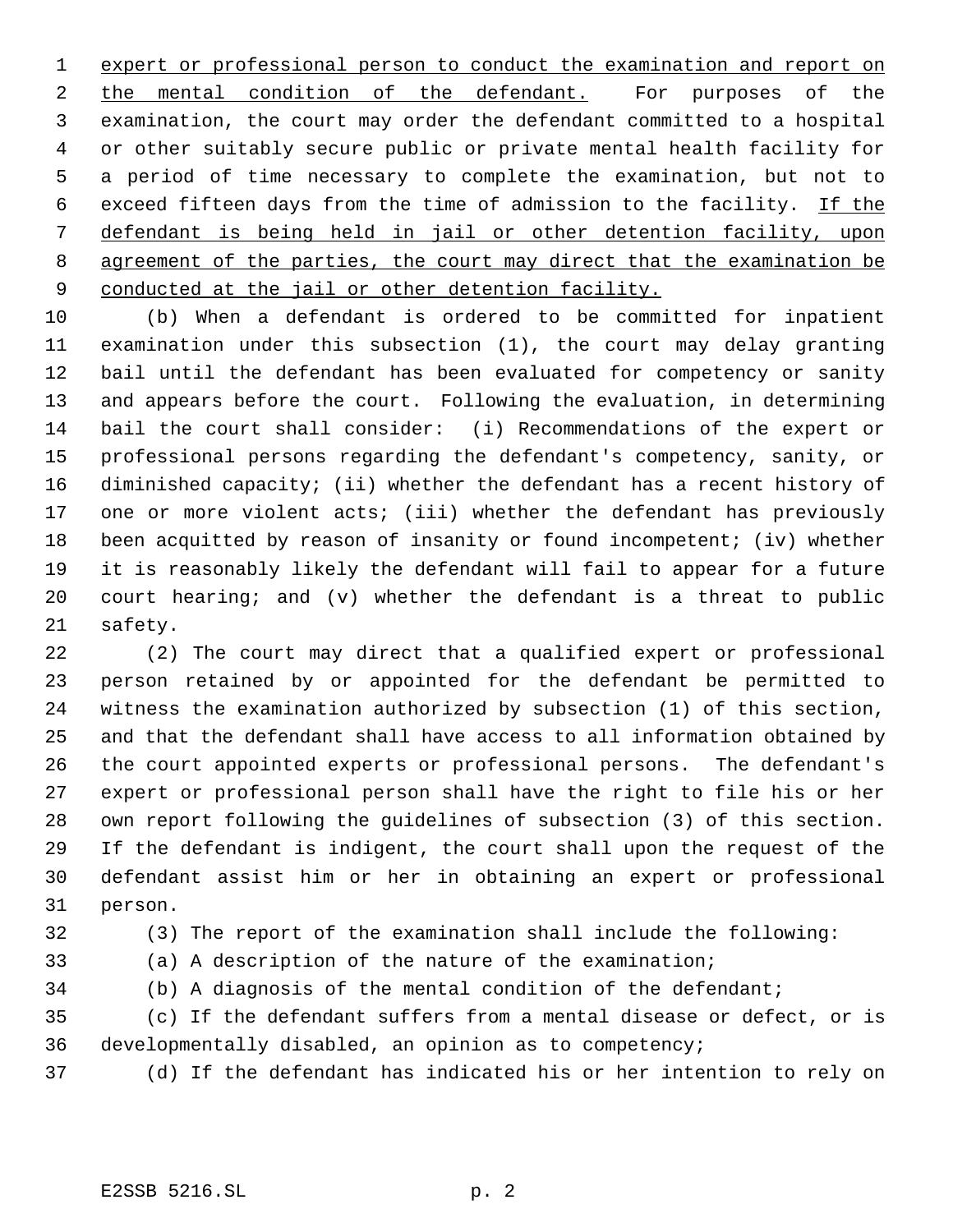expert or professional person to conduct the examination and report on the mental condition of the defendant. For purposes of the examination, the court may order the defendant committed to a hospital or other suitably secure public or private mental health facility for a period of time necessary to complete the examination, but not to exceed fifteen days from the time of admission to the facility. If the defendant is being held in jail or other detention facility, upon agreement of the parties, the court may direct that the examination be conducted at the jail or other detention facility.

(b) When a defendant is ordered to be committed for inpatient examination under this subsection (1), the court may delay granting bail until the defendant has been evaluated for competency or sanity and appears before the court. Following the evaluation, in determining bail the court shall consider: (i) Recommendations of the expert or professional persons regarding the defendant's competency, sanity, or diminished capacity; (ii) whether the defendant has a recent history of one or more violent acts; (iii) whether the defendant has previously been acquitted by reason of insanity or found incompetent; (iv) whether it is reasonably likely the defendant will fail to appear for a future court hearing; and (v) whether the defendant is a threat to public safety.

(2) The court may direct that a qualified expert or professional person retained by or appointed for the defendant be permitted to witness the examination authorized by subsection (1) of this section, and that the defendant shall have access to all information obtained by the court appointed experts or professional persons. The defendant's expert or professional person shall have the right to file his or her own report following the guidelines of subsection (3) of this section. If the defendant is indigent, the court shall upon the request of the defendant assist him or her in obtaining an expert or professional person.

(3) The report of the examination shall include the following:

(a) A description of the nature of the examination;

(b) A diagnosis of the mental condition of the defendant;

(c) If the defendant suffers from a mental disease or defect, or is developmentally disabled, an opinion as to competency;

(d) If the defendant has indicated his or her intention to rely on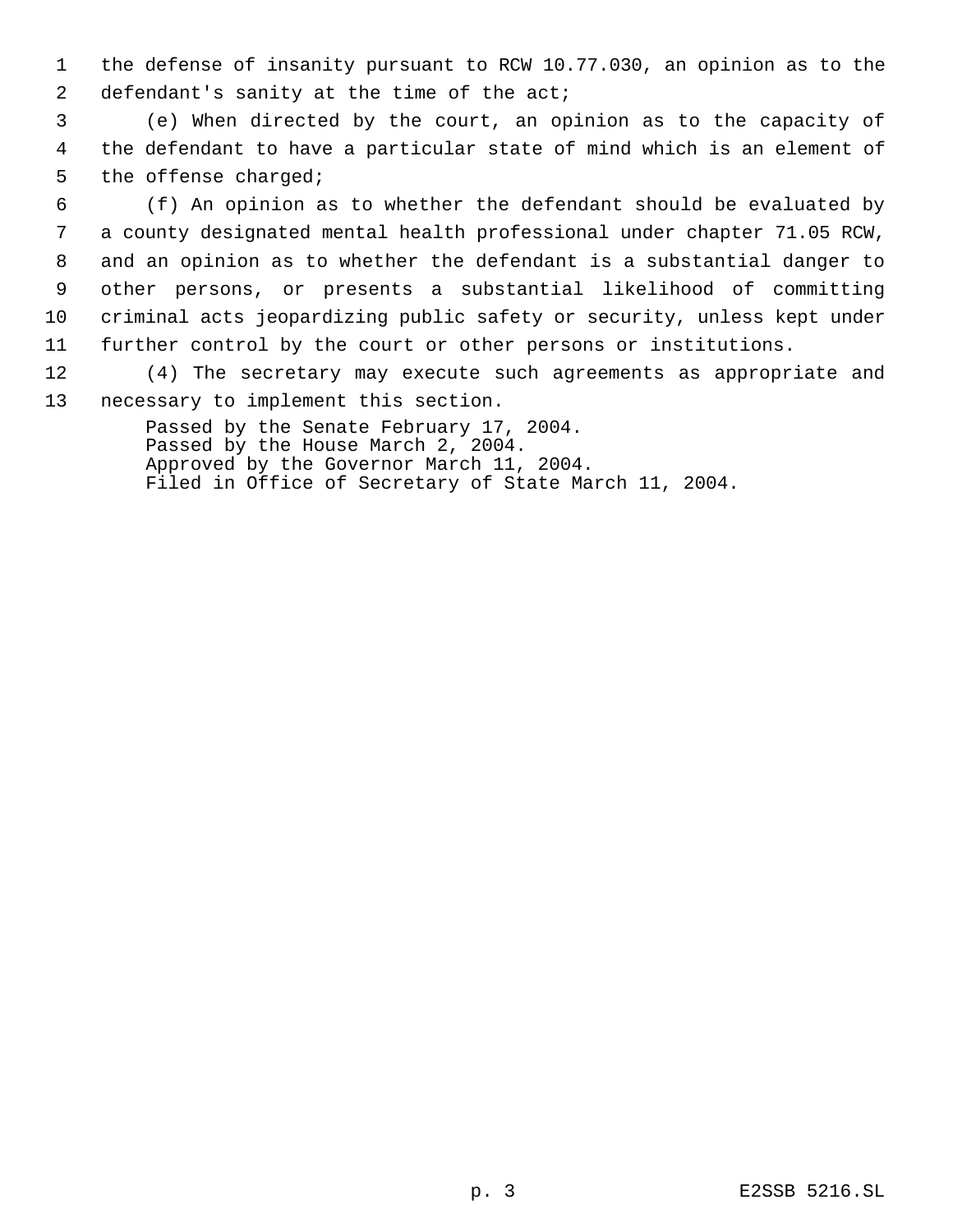the defense of insanity pursuant to RCW 10.77.030, an opinion as to the defendant's sanity at the time of the act;

(e) When directed by the court, an opinion as to the capacity of the defendant to have a particular state of mind which is an element of the offense charged;

(f) An opinion as to whether the defendant should be evaluated by a county designated mental health professional under chapter 71.05 RCW, and an opinion as to whether the defendant is a substantial danger to other persons, or presents a substantial likelihood of committing criminal acts jeopardizing public safety or security, unless kept under further control by the court or other persons or institutions.

(4) The secretary may execute such agreements as appropriate and necessary to implement this section.

Passed by the Senate February 17, 2004.
Passed by the House March 2, 2004.
Approved by the Governor March 11, 2004.
Filed in Office of Secretary of State March 11, 2004.